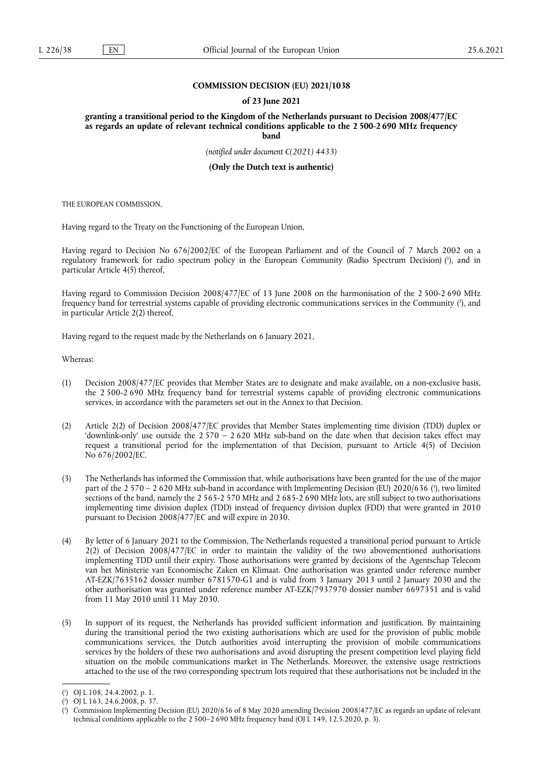**COMMISSION DECISION (EU) 2021/1038**

**of 23 June 2021**

**granting a transitional period to the Kingdom of the Netherlands pursuant to Decision 2008/477/EC as regards an update of relevant technical conditions applicable to the 2 500-2 690 MHz frequency band**

*(notified under document C(2021) 4433)*

**(Only the Dutch text is authentic)**

THE EUROPEAN COMMISSION,

Having regard to the Treaty on the Functioning of the European Union,

Having regard to Decision No 676/2002/EC of the European Parliament and of the Council of 7 March 2002 on a regulatory framework for radio spectrum policy in the European Community (Radio Spectrum Decision) [1], and in particular Article 4(5) thereof,

Having regard to Commission Decision 2008/477/EC of 13 June 2008 on the harmonisation of the 2 500-2 690 MHz frequency band for terrestrial systems capable of providing electronic communications services in the Community [2], and in particular Article 2(2) thereof,

Having regard to the request made by the Netherlands on 6 January 2021,

Whereas:

(1) Decision 2008/477/EC provides that Member States are to designate and make available, on a non-exclusive basis, the 2 500-2 690 MHz frequency band for terrestrial systems capable of providing electronic communications services, in accordance with the parameters set out in the Annex to that Decision.

(2) Article 2(2) of Decision 2008/477/EC provides that Member States implementing time division (TDD) duplex or 'downlink-only' use outside the 2 570 – 2 620 MHz sub-band on the date when that decision takes effect may request a transitional period for the implementation of that Decision, pursuant to Article 4(5) of Decision No 676/2002/EC.

(3) The Netherlands has informed the Commission that, while authorisations have been granted for the use of the major part of the 2 570 – 2 620 MHz sub-band in accordance with Implementing Decision (EU) 2020/636 [3], two limited sections of the band, namely the 2 565-2 570 MHz and 2 685-2 690 MHz lots, are still subject to two authorisations implementing time division duplex (TDD) instead of frequency division duplex (FDD) that were granted in 2010 pursuant to Decision 2008/477/EC and will expire in 2030.

(4) By letter of 6 January 2021 to the Commission, The Netherlands requested a transitional period pursuant to Article 2(2) of Decision 2008/477/EC in order to maintain the validity of the two abovementioned authorisations implementing TDD until their expiry. Those authorisations were granted by decisions of the Agentschap Telecom van het Ministerie van Economische Zaken en Klimaat. One authorisation was granted under reference number AT-EZK/7635162 dossier number 6781570-G1 and is valid from 3 January 2013 until 2 January 2030 and the other authorisation was granted under reference number AT-EZK/7937970 dossier number 6697351 and is valid from 11 May 2010 until 11 May 2030.

(5) In support of its request, the Netherlands has provided sufficient information and justification. By maintaining during the transitional period the two existing authorisations which are used for the provision of public mobile communications services, the Dutch authorities avoid interrupting the provision of mobile communications services by the holders of these two authorisations and avoid disrupting the present competition level playing field situation on the mobile communications market in The Netherlands. Moreover, the extensive usage restrictions attached to the use of the two corresponding spectrum lots required that these authorisations not be included in the

[1] OJ L 108, 24.4.2002, p. 1.

[2] OJ L 163, 24.6.2008, p. 37.

[3] Commission Implementing Decision (EU) 2020/636 of 8 May 2020 amending Decision 2008/477/EC as regards an update of relevant technical conditions applicable to the 2 500–2 690 MHz frequency band (OJ L 149, 12.5.2020, p. 3).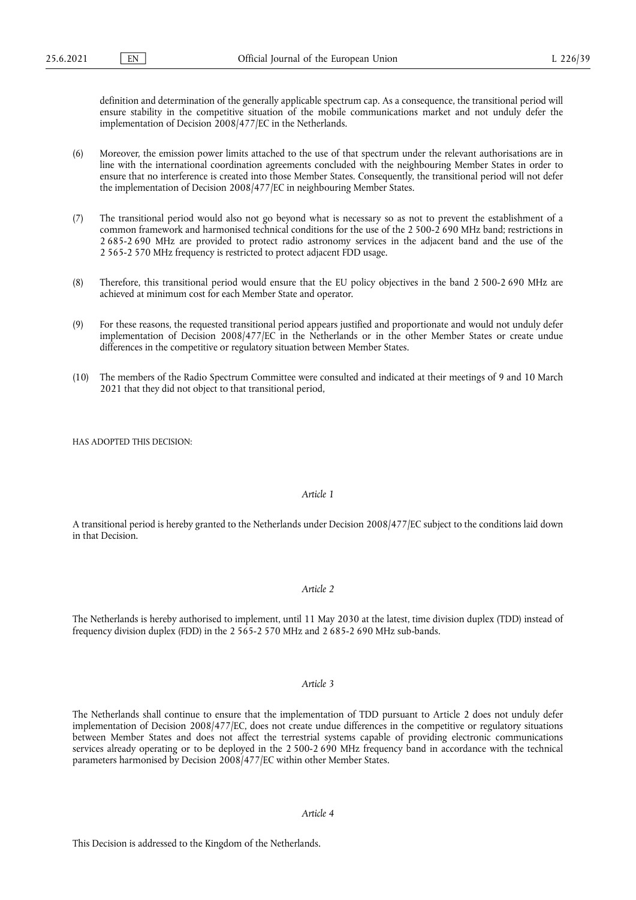definition and determination of the generally applicable spectrum cap. As a consequence, the transitional period will ensure stability in the competitive situation of the mobile communications market and not unduly defer the implementation of Decision 2008/477/EC in the Netherlands.

(6) Moreover, the emission power limits attached to the use of that spectrum under the relevant authorisations are in line with the international coordination agreements concluded with the neighbouring Member States in order to ensure that no interference is created into those Member States. Consequently, the transitional period will not defer the implementation of Decision 2008/477/EC in neighbouring Member States.

(7) The transitional period would also not go beyond what is necessary so as not to prevent the establishment of a common framework and harmonised technical conditions for the use of the 2 500-2 690 MHz band; restrictions in 2 685-2 690 MHz are provided to protect radio astronomy services in the adjacent band and the use of the 2 565-2 570 MHz frequency is restricted to protect adjacent FDD usage.

(8) Therefore, this transitional period would ensure that the EU policy objectives in the band 2 500-2 690 MHz are achieved at minimum cost for each Member State and operator.

(9) For these reasons, the requested transitional period appears justified and proportionate and would not unduly defer implementation of Decision 2008/477/EC in the Netherlands or in the other Member States or create undue differences in the competitive or regulatory situation between Member States.

(10) The members of the Radio Spectrum Committee were consulted and indicated at their meetings of 9 and 10 March 2021 that they did not object to that transitional period,

HAS ADOPTED THIS DECISION:

*Article 1*

A transitional period is hereby granted to the Netherlands under Decision 2008/477/EC subject to the conditions laid down in that Decision.

*Article 2*

The Netherlands is hereby authorised to implement, until 11 May 2030 at the latest, time division duplex (TDD) instead of frequency division duplex (FDD) in the 2 565-2 570 MHz and 2 685-2 690 MHz sub-bands.

*Article 3*

The Netherlands shall continue to ensure that the implementation of TDD pursuant to Article 2 does not unduly defer implementation of Decision 2008/477/EC, does not create undue differences in the competitive or regulatory situations between Member States and does not affect the terrestrial systems capable of providing electronic communications services already operating or to be deployed in the 2 500-2 690 MHz frequency band in accordance with the technical parameters harmonised by Decision 2008/477/EC within other Member States.

*Article 4*

This Decision is addressed to the Kingdom of the Netherlands.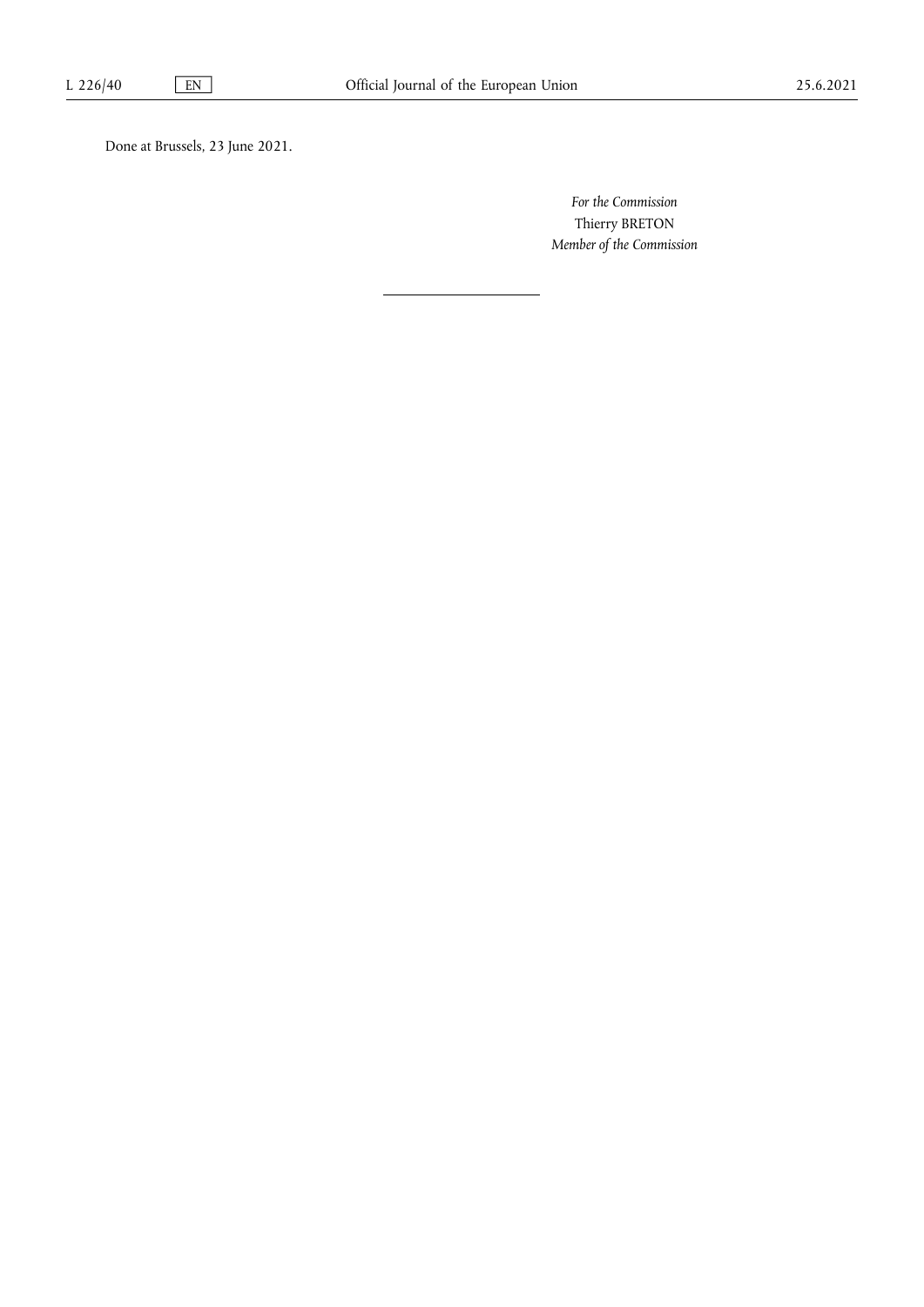Done at Brussels, 23 June 2021.

*For the Commission*

Thierry BRETON

*Member of the Commission*